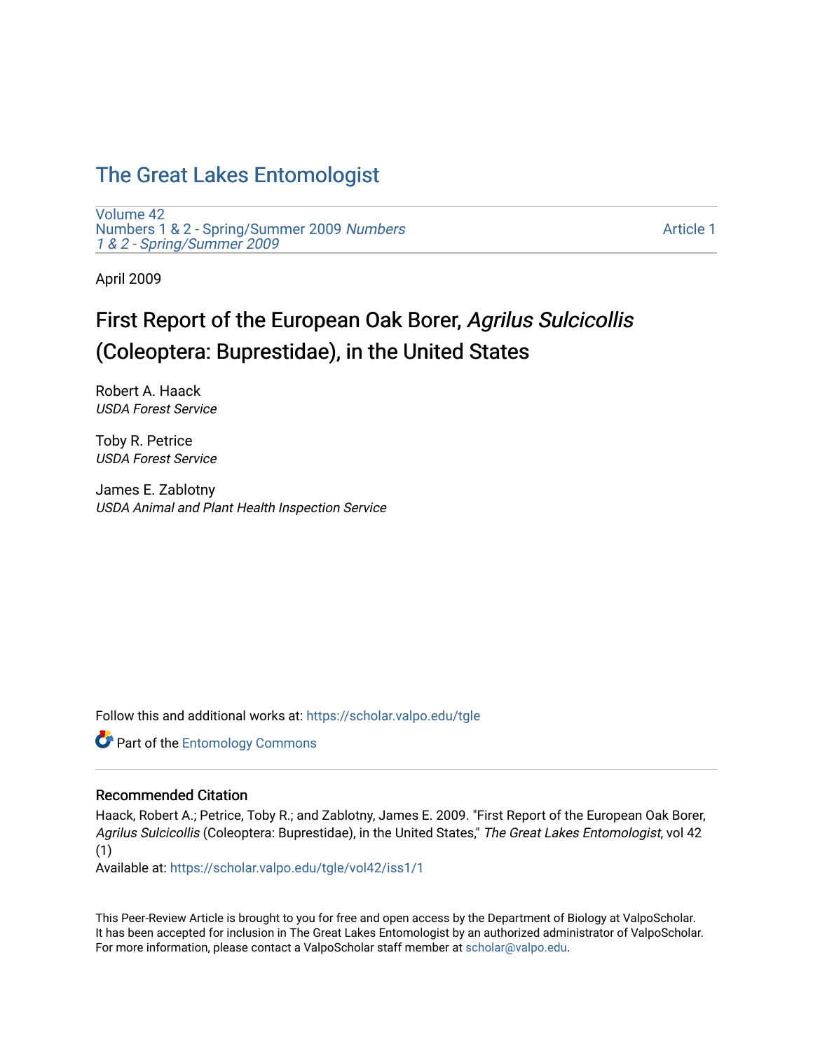# The Great Lakes Entomologist

Volume 42
Numbers 1 & 2 - Spring/Summer 2009 *Numbers 1 & 2 - Spring/Summer 2009*

Article 1

April 2009

## First Report of the European Oak Borer, *Agrilus Sulcicollis* (Coleoptera: Buprestidae), in the United States

Robert A. Haack
*USDA Forest Service*

Toby R. Petrice
*USDA Forest Service*

James E. Zablotny
*USDA Animal and Plant Health Inspection Service*

Follow this and additional works at: https://scholar.valpo.edu/tgle

Part of the Entomology Commons

### Recommended Citation

Haack, Robert A.; Petrice, Toby R.; and Zablotny, James E. 2009. "First Report of the European Oak Borer, *Agrilus Sulcicollis* (Coleoptera: Buprestidae), in the United States," *The Great Lakes Entomologist*, vol 42 (1)

Available at: https://scholar.valpo.edu/tgle/vol42/iss1/1

This Peer-Review Article is brought to you for free and open access by the Department of Biology at ValpoScholar. It has been accepted for inclusion in The Great Lakes Entomologist by an authorized administrator of ValpoScholar. For more information, please contact a ValpoScholar staff member at scholar@valpo.edu.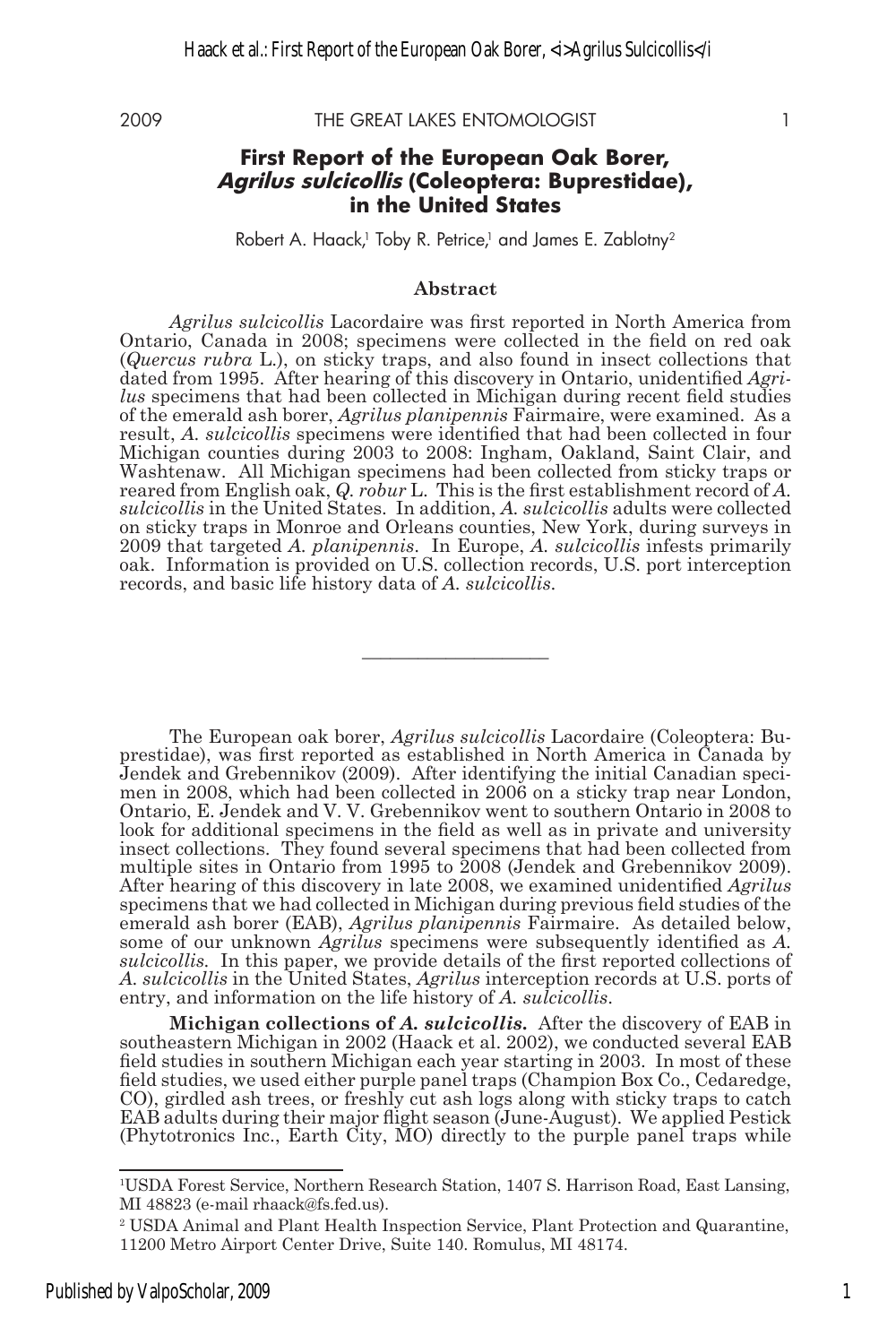# First Report of the European Oak Borer, *Agrilus sulcicollis* (Coleoptera: Buprestidae), in the United States

Robert A. Haack,[1] Toby R. Petrice,[1] and James E. Zablotny[2]

## Abstract

*Agrilus sulcicollis* Lacordaire was first reported in North America from Ontario, Canada in 2008; specimens were collected in the field on red oak (*Quercus rubra* L.), on sticky traps, and also found in insect collections that dated from 1995. After hearing of this discovery in Ontario, unidentified *Agrilus* specimens that had been collected in Michigan during recent field studies of the emerald ash borer, *Agrilus planipennis* Fairmaire, were examined. As a result, *A. sulcicollis* specimens were identified that had been collected in four Michigan counties during 2003 to 2008: Ingham, Oakland, Saint Clair, and Washtenaw. All Michigan specimens had been collected from sticky traps or reared from English oak, *Q. robur* L. This is the first establishment record of *A. sulcicollis* in the United States. In addition, *A. sulcicollis* adults were collected on sticky traps in Monroe and Orleans counties, New York, during surveys in 2009 that targeted *A. planipennis*. In Europe, *A. sulcicollis* infests primarily oak. Information is provided on U.S. collection records, U.S. port interception records, and basic life history data of *A. sulcicollis*.

---

The European oak borer, *Agrilus sulcicollis* Lacordaire (Coleoptera: Buprestidae), was first reported as established in North America in Canada by Jendek and Grebennikov (2009). After identifying the initial Canadian specimen in 2008, which had been collected in 2006 on a sticky trap near London, Ontario, E. Jendek and V. V. Grebennikov went to southern Ontario in 2008 to look for additional specimens in the field as well as in private and university insect collections. They found several specimens that had been collected from multiple sites in Ontario from 1995 to 2008 (Jendek and Grebennikov 2009). After hearing of this discovery in late 2008, we examined unidentified *Agrilus* specimens that we had collected in Michigan during previous field studies of the emerald ash borer (EAB), *Agrilus planipennis* Fairmaire. As detailed below, some of our unknown *Agrilus* specimens were subsequently identified as *A. sulcicollis*. In this paper, we provide details of the first reported collections of *A. sulcicollis* in the United States, *Agrilus* interception records at U.S. ports of entry, and information on the life history of *A. sulcicollis*.

**Michigan collections of *A. sulcicollis*.** After the discovery of EAB in southeastern Michigan in 2002 (Haack et al. 2002), we conducted several EAB field studies in southern Michigan each year starting in 2003. In most of these field studies, we used either purple panel traps (Champion Box Co., Cedaredge, CO), girdled ash trees, or freshly cut ash logs along with sticky traps to catch EAB adults during their major flight season (June-August). We applied Pestick (Phytotronics Inc., Earth City, MO) directly to the purple panel traps while

---

[1] USDA Forest Service, Northern Research Station, 1407 S. Harrison Road, East Lansing, MI 48823 (e-mail rhaack@fs.fed.us).

[2] USDA Animal and Plant Health Inspection Service, Plant Protection and Quarantine, 11200 Metro Airport Center Drive, Suite 140. Romulus, MI 48174.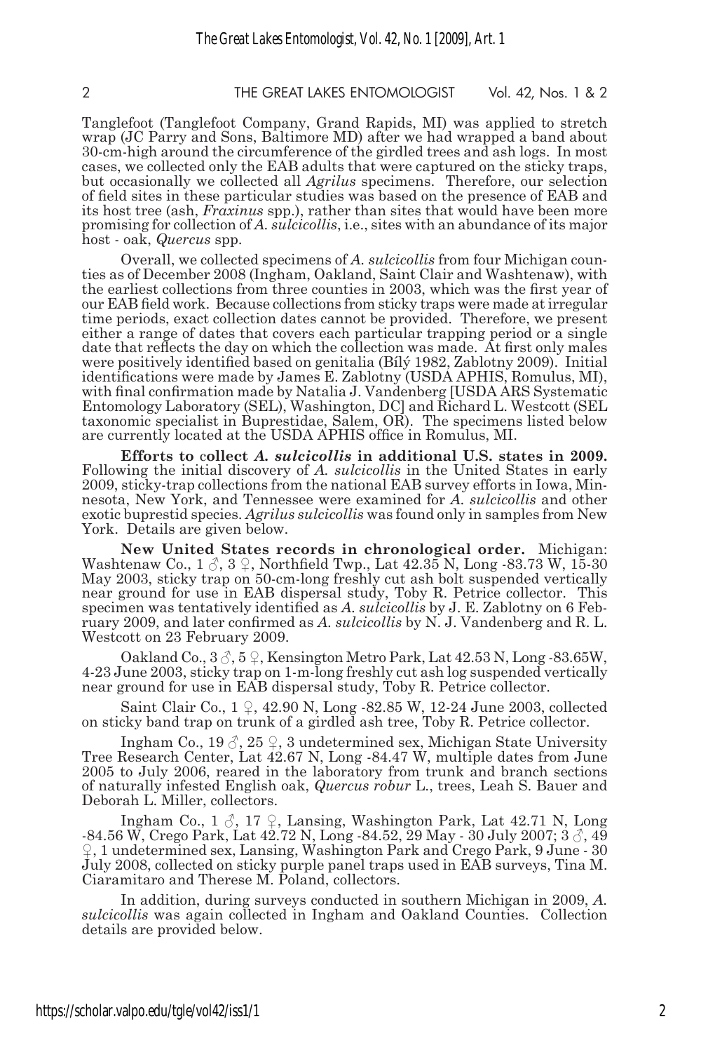Tanglefoot (Tanglefoot Company, Grand Rapids, MI) was applied to stretch wrap (JC Parry and Sons, Baltimore MD) after we had wrapped a band about 30-cm-high around the circumference of the girdled trees and ash logs. In most cases, we collected only the EAB adults that were captured on the sticky traps, but occasionally we collected all *Agrilus* specimens. Therefore, our selection of field sites in these particular studies was based on the presence of EAB and its host tree (ash, *Fraxinus* spp.), rather than sites that would have been more promising for collection of *A. sulcicollis*, i.e., sites with an abundance of its major host - oak, *Quercus* spp.

Overall, we collected specimens of *A. sulcicollis* from four Michigan counties as of December 2008 (Ingham, Oakland, Saint Clair and Washtenaw), with the earliest collections from three counties in 2003, which was the first year of our EAB field work. Because collections from sticky traps were made at irregular time periods, exact collection dates cannot be provided. Therefore, we present either a range of dates that covers each particular trapping period or a single date that reflects the day on which the collection was made. At first only males were positively identified based on genitalia (Bílý 1982, Zablotny 2009). Initial identifications were made by James E. Zablotny (USDA APHIS, Romulus, MI), with final confirmation made by Natalia J. Vandenberg [USDA ARS Systematic Entomology Laboratory (SEL), Washington, DC] and Richard L. Westcott (SEL taxonomic specialist in Buprestidae, Salem, OR). The specimens listed below are currently located at the USDA APHIS office in Romulus, MI.

**Efforts to collect *A. sulcicollis* in additional U.S. states in 2009.** Following the initial discovery of *A. sulcicollis* in the United States in early 2009, sticky-trap collections from the national EAB survey efforts in Iowa, Minnesota, New York, and Tennessee were examined for *A. sulcicollis* and other exotic buprestid species. *Agrilus sulcicollis* was found only in samples from New York. Details are given below.

**New United States records in chronological order.** Michigan: Washtenaw Co., 1 ♂, 3 ♀, Northfield Twp., Lat 42.35 N, Long -83.73 W, 15-30 May 2003, sticky trap on 50-cm-long freshly cut ash bolt suspended vertically near ground for use in EAB dispersal study, Toby R. Petrice collector. This specimen was tentatively identified as *A. sulcicollis* by J. E. Zablotny on 6 February 2009, and later confirmed as *A. sulcicollis* by N. J. Vandenberg and R. L. Westcott on 23 February 2009.

Oakland Co., 3 ♂, 5 ♀, Kensington Metro Park, Lat 42.53 N, Long -83.65W, 4-23 June 2003, sticky trap on 1-m-long freshly cut ash log suspended vertically near ground for use in EAB dispersal study, Toby R. Petrice collector.

Saint Clair Co., 1 ♀, 42.90 N, Long -82.85 W, 12-24 June 2003, collected on sticky band trap on trunk of a girdled ash tree, Toby R. Petrice collector.

Ingham Co., 19 ♂, 25 ♀, 3 undetermined sex, Michigan State University Tree Research Center, Lat 42.67 N, Long -84.47 W, multiple dates from June 2005 to July 2006, reared in the laboratory from trunk and branch sections of naturally infested English oak, *Quercus robur* L., trees, Leah S. Bauer and Deborah L. Miller, collectors.

Ingham Co., 1 ♂, 17 ♀, Lansing, Washington Park, Lat 42.71 N, Long -84.56 W, Crego Park, Lat 42.72 N, Long -84.52, 29 May - 30 July 2007; 3 ♂, 49 ♀, 1 undetermined sex, Lansing, Washington Park and Crego Park, 9 June - 30 July 2008, collected on sticky purple panel traps used in EAB surveys, Tina M. Ciaramitaro and Therese M. Poland, collectors.

In addition, during surveys conducted in southern Michigan in 2009, *A. sulcicollis* was again collected in Ingham and Oakland Counties. Collection details are provided below.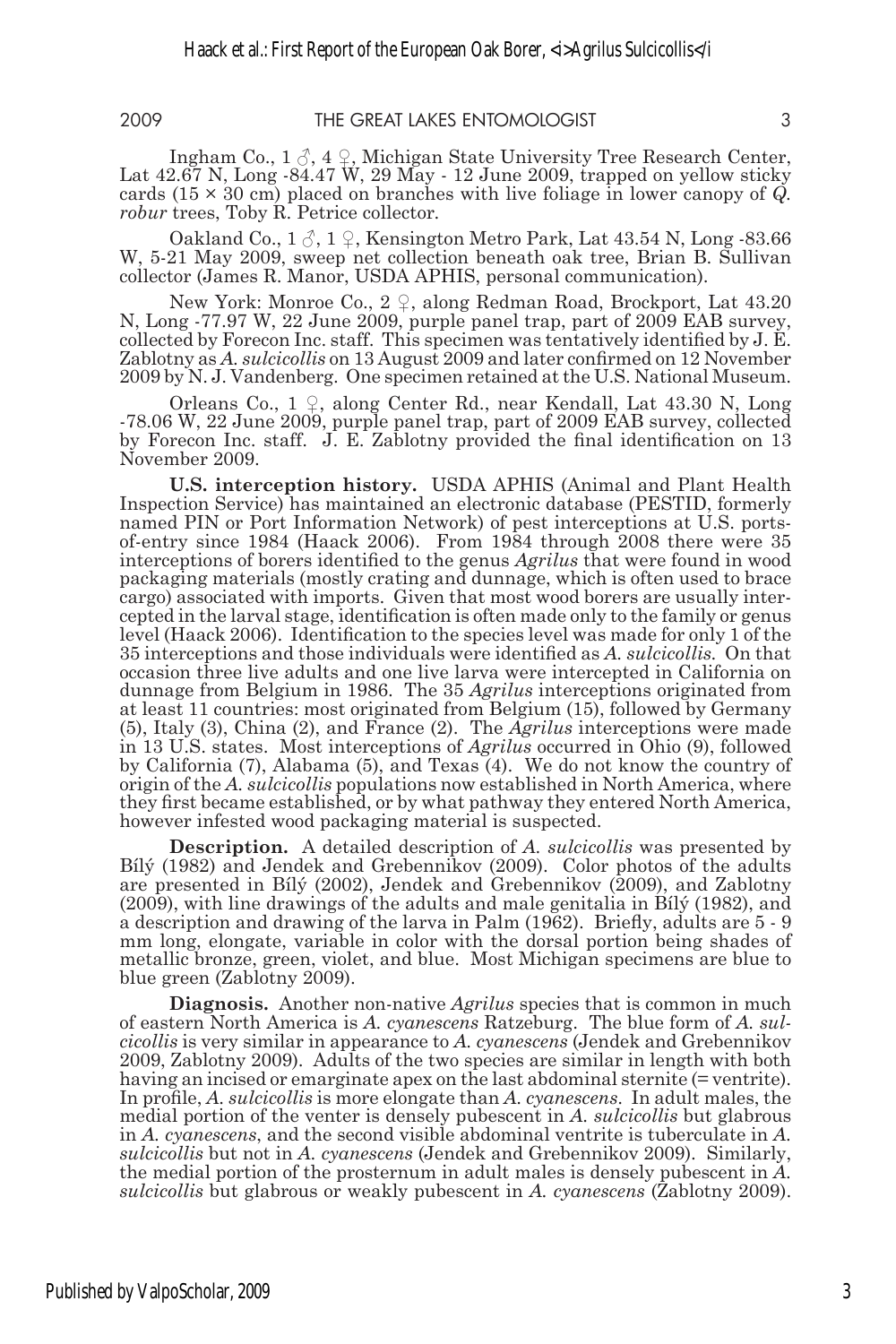Ingham Co., 1 ♂, 4 ♀, Michigan State University Tree Research Center, Lat 42.67 N, Long -84.47 W, 29 May - 12 June 2009, trapped on yellow sticky cards (15 × 30 cm) placed on branches with live foliage in lower canopy of *Q. robur* trees, Toby R. Petrice collector.

Oakland Co., 1 ♂, 1 ♀, Kensington Metro Park, Lat 43.54 N, Long -83.66 W, 5-21 May 2009, sweep net collection beneath oak tree, Brian B. Sullivan collector (James R. Manor, USDA APHIS, personal communication).

New York: Monroe Co., 2 ♀, along Redman Road, Brockport, Lat 43.20 N, Long -77.97 W, 22 June 2009, purple panel trap, part of 2009 EAB survey, collected by Forecon Inc. staff. This specimen was tentatively identified by J. E. Zablotny as *A. sulcicollis* on 13 August 2009 and later confirmed on 12 November 2009 by N. J. Vandenberg. One specimen retained at the U.S. National Museum.

Orleans Co., 1 ♀, along Center Rd., near Kendall, Lat 43.30 N, Long -78.06 W, 22 June 2009, purple panel trap, part of 2009 EAB survey, collected by Forecon Inc. staff. J. E. Zablotny provided the final identification on 13 November 2009.

**U.S. interception history.** USDA APHIS (Animal and Plant Health Inspection Service) has maintained an electronic database (PESTID, formerly named PIN or Port Information Network) of pest interceptions at U.S. ports-of-entry since 1984 (Haack 2006). From 1984 through 2008 there were 35 interceptions of borers identified to the genus *Agrilus* that were found in wood packaging materials (mostly crating and dunnage, which is often used to brace cargo) associated with imports. Given that most wood borers are usually intercepted in the larval stage, identification is often made only to the family or genus level (Haack 2006). Identification to the species level was made for only 1 of the 35 interceptions and those individuals were identified as *A. sulcicollis*. On that occasion three live adults and one live larva were intercepted in California on dunnage from Belgium in 1986. The 35 *Agrilus* interceptions originated from at least 11 countries: most originated from Belgium (15), followed by Germany (5), Italy (3), China (2), and France (2). The *Agrilus* interceptions were made in 13 U.S. states. Most interceptions of *Agrilus* occurred in Ohio (9), followed by California (7), Alabama (5), and Texas (4). We do not know the country of origin of the *A. sulcicollis* populations now established in North America, where they first became established, or by what pathway they entered North America, however infested wood packaging material is suspected.

**Description.** A detailed description of *A. sulcicollis* was presented by Bílý (1982) and Jendek and Grebennikov (2009). Color photos of the adults are presented in Bílý (2002), Jendek and Grebennikov (2009), and Zablotny (2009), with line drawings of the adults and male genitalia in Bílý (1982), and a description and drawing of the larva in Palm (1962). Briefly, adults are 5 - 9 mm long, elongate, variable in color with the dorsal portion being shades of metallic bronze, green, violet, and blue. Most Michigan specimens are blue to blue green (Zablotny 2009).

**Diagnosis.** Another non-native *Agrilus* species that is common in much of eastern North America is *A. cyanescens* Ratzeburg. The blue form of *A. sulcicollis* is very similar in appearance to *A. cyanescens* (Jendek and Grebennikov 2009, Zablotny 2009). Adults of the two species are similar in length with both having an incised or emarginate apex on the last abdominal sternite (= ventrite). In profile, *A. sulcicollis* is more elongate than *A. cyanescens*. In adult males, the medial portion of the venter is densely pubescent in *A. sulcicollis* but glabrous in *A. cyanescens*, and the second visible abdominal ventrite is tuberculate in *A. sulcicollis* but not in *A. cyanescens* (Jendek and Grebennikov 2009). Similarly, the medial portion of the prosternum in adult males is densely pubescent in *A. sulcicollis* but glabrous or weakly pubescent in *A. cyanescens* (Zablotny 2009).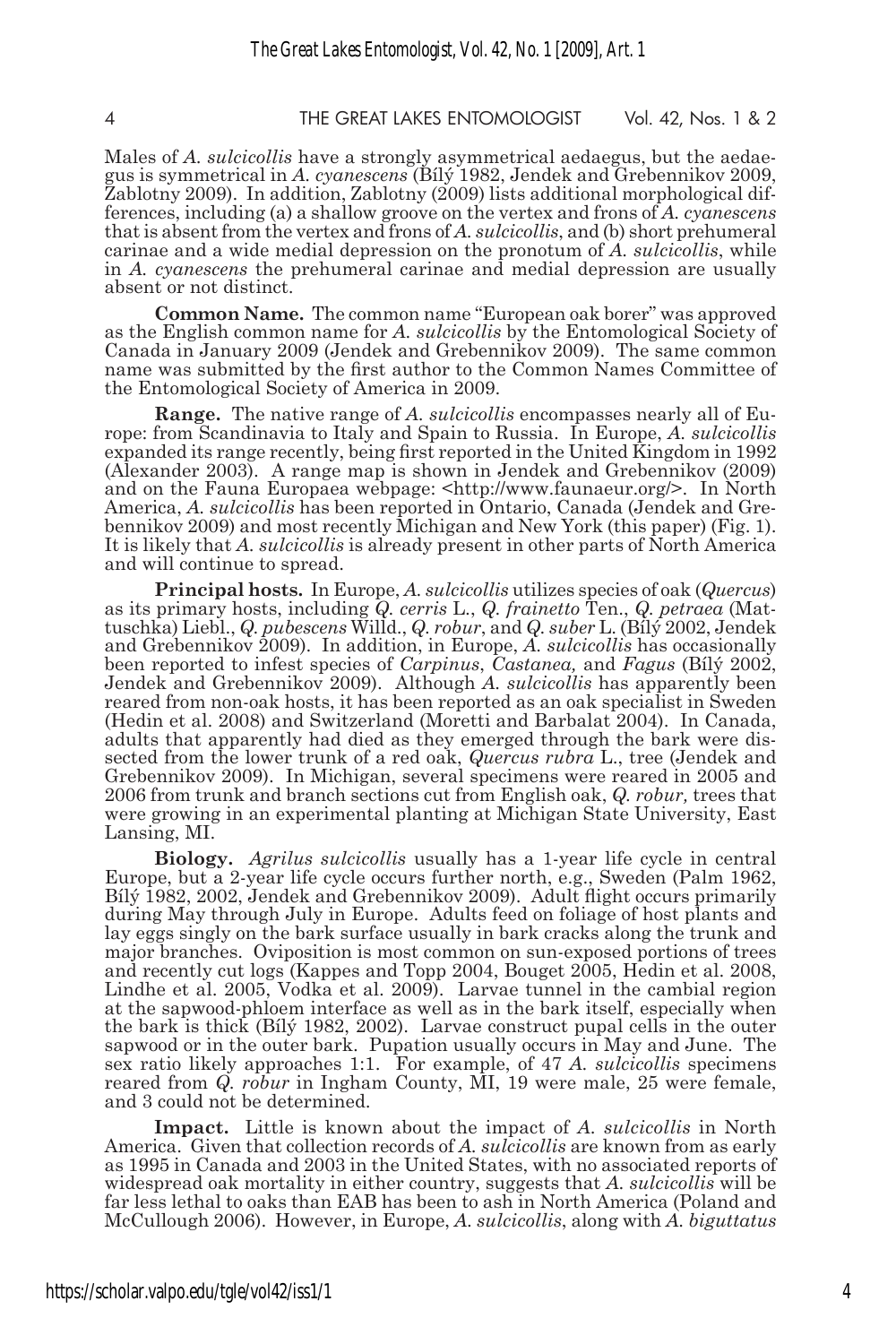Males of *A. sulcicollis* have a strongly asymmetrical aedaegus, but the aedaegus is symmetrical in *A. cyanescens* (Bílý 1982, Jendek and Grebennikov 2009, Zablotny 2009). In addition, Zablotny (2009) lists additional morphological differences, including (a) a shallow groove on the vertex and frons of *A. cyanescens* that is absent from the vertex and frons of *A. sulcicollis*, and (b) short prehumeral carinae and a wide medial depression on the pronotum of *A. sulcicollis*, while in *A. cyanescens* the prehumeral carinae and medial depression are usually absent or not distinct.

**Common Name.** The common name "European oak borer" was approved as the English common name for *A. sulcicollis* by the Entomological Society of Canada in January 2009 (Jendek and Grebennikov 2009). The same common name was submitted by the first author to the Common Names Committee of the Entomological Society of America in 2009.

**Range.** The native range of *A. sulcicollis* encompasses nearly all of Europe: from Scandinavia to Italy and Spain to Russia. In Europe, *A. sulcicollis* expanded its range recently, being first reported in the United Kingdom in 1992 (Alexander 2003). A range map is shown in Jendek and Grebennikov (2009) and on the Fauna Europaea webpage: <http://www.faunaeur.org/>. In North America, *A. sulcicollis* has been reported in Ontario, Canada (Jendek and Grebennikov 2009) and most recently Michigan and New York (this paper) (Fig. 1). It is likely that *A. sulcicollis* is already present in other parts of North America and will continue to spread.

**Principal hosts.** In Europe, *A. sulcicollis* utilizes species of oak (*Quercus*) as its primary hosts, including *Q. cerris* L., *Q. frainetto* Ten., *Q. petraea* (Mattuschka) Liebl., *Q. pubescens* Willd., *Q. robur*, and *Q. suber* L. (Bílý 2002, Jendek and Grebennikov 2009). In addition, in Europe, *A. sulcicollis* has occasionally been reported to infest species of *Carpinus*, *Castanea,* and *Fagus* (Bílý 2002, Jendek and Grebennikov 2009). Although *A. sulcicollis* has apparently been reared from non-oak hosts, it has been reported as an oak specialist in Sweden (Hedin et al. 2008) and Switzerland (Moretti and Barbalat 2004). In Canada, adults that apparently had died as they emerged through the bark were dissected from the lower trunk of a red oak, *Quercus rubra* L., tree (Jendek and Grebennikov 2009). In Michigan, several specimens were reared in 2005 and 2006 from trunk and branch sections cut from English oak, *Q. robur,* trees that were growing in an experimental planting at Michigan State University, East Lansing, MI.

**Biology.** *Agrilus sulcicollis* usually has a 1-year life cycle in central Europe, but a 2-year life cycle occurs further north, e.g., Sweden (Palm 1962, Bílý 1982, 2002, Jendek and Grebennikov 2009). Adult flight occurs primarily during May through July in Europe. Adults feed on foliage of host plants and lay eggs singly on the bark surface usually in bark cracks along the trunk and major branches. Oviposition is most common on sun-exposed portions of trees and recently cut logs (Kappes and Topp 2004, Bouget 2005, Hedin et al. 2008, Lindhe et al. 2005, Vodka et al. 2009). Larvae tunnel in the cambial region at the sapwood-phloem interface as well as in the bark itself, especially when the bark is thick (Bílý 1982, 2002). Larvae construct pupal cells in the outer sapwood or in the outer bark. Pupation usually occurs in May and June. The sex ratio likely approaches 1:1. For example, of 47 *A. sulcicollis* specimens reared from *Q. robur* in Ingham County, MI, 19 were male, 25 were female, and 3 could not be determined.

**Impact.** Little is known about the impact of *A. sulcicollis* in North America. Given that collection records of *A. sulcicollis* are known from as early as 1995 in Canada and 2003 in the United States, with no associated reports of widespread oak mortality in either country, suggests that *A. sulcicollis* will be far less lethal to oaks than EAB has been to ash in North America (Poland and McCullough 2006). However, in Europe, *A. sulcicollis*, along with *A. biguttatus*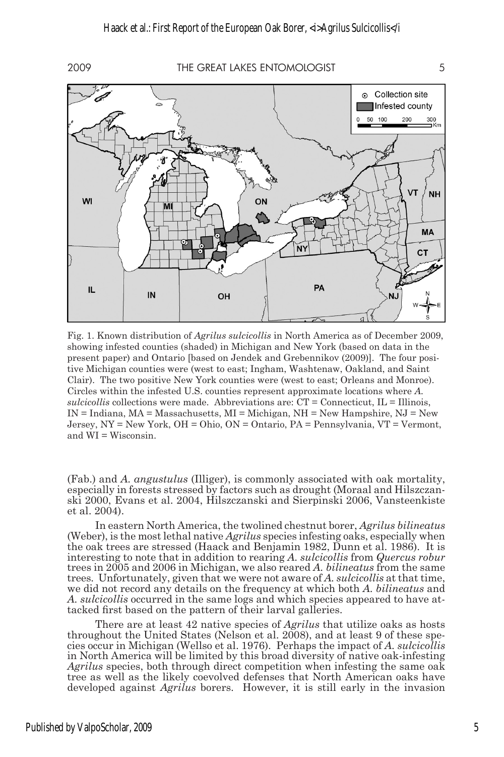Fig. 1. Known distribution of *Agrilus sulcicollis* in North America as of December 2009, showing infested counties (shaded) in Michigan and New York (based on data in the present paper) and Ontario [based on Jendek and Grebennikov (2009)]. The four positive Michigan counties were (west to east; Ingham, Washtenaw, Oakland, and Saint Clair). The two positive New York counties were (west to east; Orleans and Monroe). Circles within the infested U.S. counties represent approximate locations where *A. sulcicollis* collections were made. Abbreviations are: CT = Connecticut, IL = Illinois, IN = Indiana, MA = Massachusetts, MI = Michigan, NH = New Hampshire, NJ = New Jersey, NY = New York, OH = Ohio, ON = Ontario, PA = Pennsylvania, VT = Vermont, and WI = Wisconsin.

(Fab.) and *A. angustulus* (Illiger), is commonly associated with oak mortality, especially in forests stressed by factors such as drought (Moraal and Hilszczanski 2000, Evans et al. 2004, Hilszczanski and Sierpinski 2006, Vansteenkiste et al. 2004).

In eastern North America, the twolined chestnut borer, *Agrilus bilineatus* (Weber), is the most lethal native *Agrilus* species infesting oaks, especially when the oak trees are stressed (Haack and Benjamin 1982, Dunn et al. 1986). It is interesting to note that in addition to rearing *A. sulcicollis* from *Quercus robur* trees in 2005 and 2006 in Michigan, we also reared *A. bilineatus* from the same trees. Unfortunately, given that we were not aware of *A. sulcicollis* at that time, we did not record any details on the frequency at which both *A. bilineatus* and *A. sulcicollis* occurred in the same logs and which species appeared to have attacked first based on the pattern of their larval galleries.

There are at least 42 native species of *Agrilus* that utilize oaks as hosts throughout the United States (Nelson et al. 2008), and at least 9 of these species occur in Michigan (Wellso et al. 1976). Perhaps the impact of *A. sulcicollis* in North America will be limited by this broad diversity of native oak-infesting *Agrilus* species, both through direct competition when infesting the same oak tree as well as the likely coevolved defenses that North American oaks have developed against *Agrilus* borers. However, it is still early in the invasion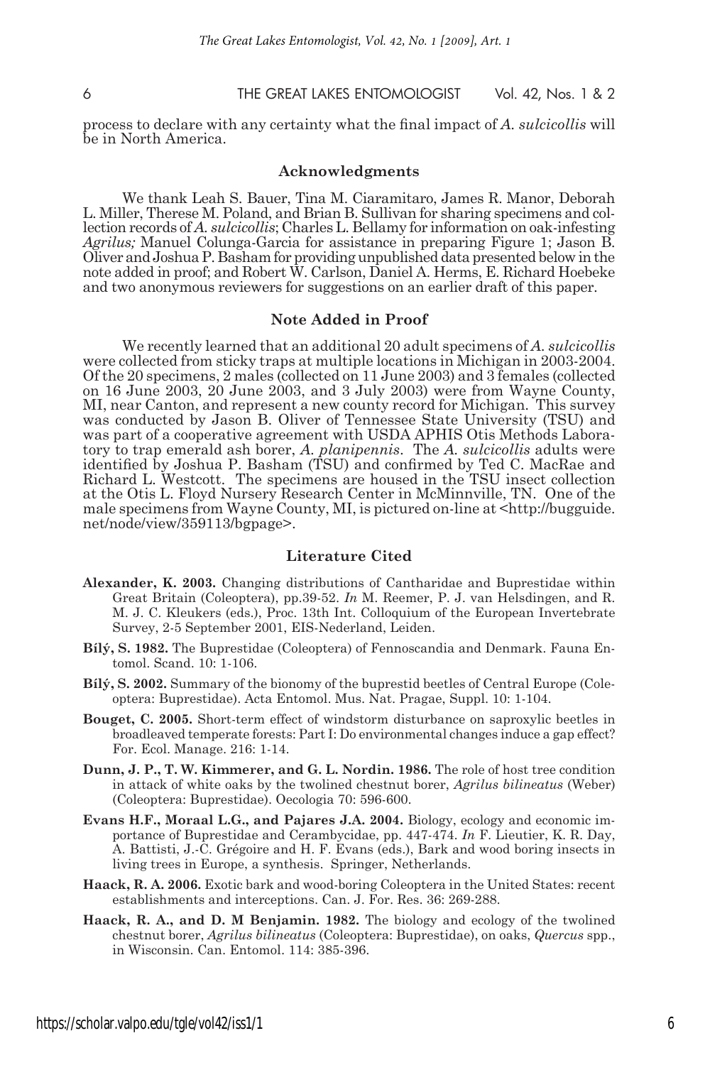process to declare with any certainty what the final impact of *A. sulcicollis* will be in North America.

## Acknowledgments

We thank Leah S. Bauer, Tina M. Ciaramitaro, James R. Manor, Deborah L. Miller, Therese M. Poland, and Brian B. Sullivan for sharing specimens and collection records of *A. sulcicollis*; Charles L. Bellamy for information on oak-infesting *Agrilus;* Manuel Colunga-Garcia for assistance in preparing Figure 1; Jason B. Oliver and Joshua P. Basham for providing unpublished data presented below in the note added in proof; and Robert W. Carlson, Daniel A. Herms, E. Richard Hoebeke and two anonymous reviewers for suggestions on an earlier draft of this paper.

## Note Added in Proof

We recently learned that an additional 20 adult specimens of *A. sulcicollis* were collected from sticky traps at multiple locations in Michigan in 2003-2004. Of the 20 specimens, 2 males (collected on 11 June 2003) and 3 females (collected on 16 June 2003, 20 June 2003, and 3 July 2003) were from Wayne County, MI, near Canton, and represent a new county record for Michigan. This survey was conducted by Jason B. Oliver of Tennessee State University (TSU) and was part of a cooperative agreement with USDA APHIS Otis Methods Laboratory to trap emerald ash borer, *A. planipennis*. The *A. sulcicollis* adults were identified by Joshua P. Basham (TSU) and confirmed by Ted C. MacRae and Richard L. Westcott. The specimens are housed in the TSU insect collection at the Otis L. Floyd Nursery Research Center in McMinnville, TN. One of the male specimens from Wayne County, MI, is pictured on-line at <http://bugguide.net/node/view/359113/bgpage>.

## Literature Cited

**Alexander, K. 2003.** Changing distributions of Cantharidae and Buprestidae within Great Britain (Coleoptera), pp.39-52. *In* M. Reemer, P. J. van Helsdingen, and R. M. J. C. Kleukers (eds.), Proc. 13th Int. Colloquium of the European Invertebrate Survey, 2-5 September 2001, EIS-Nederland, Leiden.

**Bílý, S. 1982.** The Buprestidae (Coleoptera) of Fennoscandia and Denmark. Fauna Entomol. Scand. 10: 1-106.

**Bílý, S. 2002.** Summary of the bionomy of the buprestid beetles of Central Europe (Coleoptera: Buprestidae). Acta Entomol. Mus. Nat. Pragae, Suppl. 10: 1-104.

**Bouget, C. 2005.** Short-term effect of windstorm disturbance on saproxylic beetles in broadleaved temperate forests: Part I: Do environmental changes induce a gap effect? For. Ecol. Manage. 216: 1-14.

**Dunn, J. P., T. W. Kimmerer, and G. L. Nordin. 1986.** The role of host tree condition in attack of white oaks by the twolined chestnut borer, *Agrilus bilineatus* (Weber) (Coleoptera: Buprestidae). Oecologia 70: 596-600.

**Evans H.F., Moraal L.G., and Pajares J.A. 2004.** Biology, ecology and economic importance of Buprestidae and Cerambycidae, pp. 447-474. *In* F. Lieutier, K. R. Day, A. Battisti, J.-C. Grégoire and H. F. Evans (eds.), Bark and wood boring insects in living trees in Europe, a synthesis. Springer, Netherlands.

**Haack, R. A. 2006.** Exotic bark and wood-boring Coleoptera in the United States: recent establishments and interceptions. Can. J. For. Res. 36: 269-288.

**Haack, R. A., and D. M Benjamin. 1982.** The biology and ecology of the twolined chestnut borer, *Agrilus bilineatus* (Coleoptera: Buprestidae), on oaks, *Quercus* spp., in Wisconsin. Can. Entomol. 114: 385-396.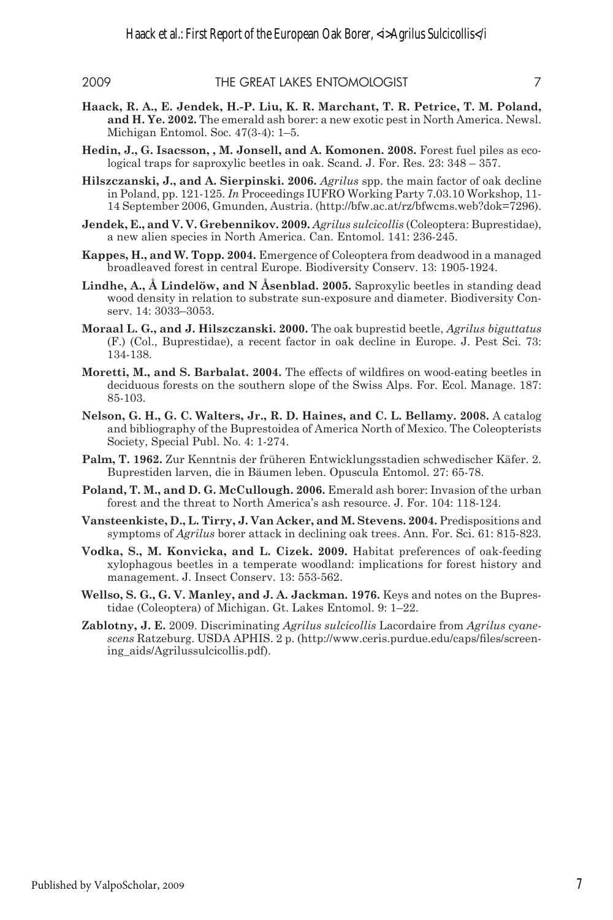**Haack, R. A., E. Jendek, H.-P. Liu, K. R. Marchant, T. R. Petrice, T. M. Poland, and H. Ye. 2002.** The emerald ash borer: a new exotic pest in North America. Newsl. Michigan Entomol. Soc. 47(3-4): 1–5.

**Hedin, J., G. Isacsson, , M. Jonsell, and A. Komonen. 2008.** Forest fuel piles as ecological traps for saproxylic beetles in oak. Scand. J. For. Res. 23: 348 – 357.

**Hilszczanski, J., and A. Sierpinski. 2006.** *Agrilus* spp. the main factor of oak decline in Poland, pp. 121-125. *In* Proceedings IUFRO Working Party 7.03.10 Workshop, 11-14 September 2006, Gmunden, Austria. (http://bfw.ac.at/rz/bfwcms.web?dok=7296).

**Jendek, E., and V. V. Grebennikov. 2009.** *Agrilus sulcicollis* (Coleoptera: Buprestidae), a new alien species in North America. Can. Entomol. 141: 236-245.

**Kappes, H., and W. Topp. 2004.** Emergence of Coleoptera from deadwood in a managed broadleaved forest in central Europe. Biodiversity Conserv. 13: 1905-1924.

**Lindhe, A., Å Lindelöw, and N Åsenblad. 2005.** Saproxylic beetles in standing dead wood density in relation to substrate sun-exposure and diameter. Biodiversity Conserv. 14: 3033–3053.

**Moraal L. G., and J. Hilszczanski. 2000.** The oak buprestid beetle, *Agrilus biguttatus* (F.) (Col., Buprestidae), a recent factor in oak decline in Europe. J. Pest Sci. 73: 134-138.

**Moretti, M., and S. Barbalat. 2004.** The effects of wildfires on wood-eating beetles in deciduous forests on the southern slope of the Swiss Alps. For. Ecol. Manage. 187: 85-103.

**Nelson, G. H., G. C. Walters, Jr., R. D. Haines, and C. L. Bellamy. 2008.** A catalog and bibliography of the Buprestoidea of America North of Mexico. The Coleopterists Society, Special Publ. No. 4: 1-274.

**Palm, T. 1962.** Zur Kenntnis der früheren Entwicklungsstadien schwedischer Käfer. 2. Buprestiden larven, die in Bäumen leben. Opuscula Entomol. 27: 65-78.

**Poland, T. M., and D. G. McCullough. 2006.** Emerald ash borer: Invasion of the urban forest and the threat to North America's ash resource. J. For. 104: 118-124.

**Vansteenkiste, D., L. Tirry, J. Van Acker, and M. Stevens. 2004.** Predispositions and symptoms of *Agrilus* borer attack in declining oak trees. Ann. For. Sci. 61: 815-823.

**Vodka, S., M. Konvicka, and L. Cizek. 2009.** Habitat preferences of oak-feeding xylophagous beetles in a temperate woodland: implications for forest history and management. J. Insect Conserv. 13: 553-562.

**Wellso, S. G., G. V. Manley, and J. A. Jackman. 1976.** Keys and notes on the Buprestidae (Coleoptera) of Michigan. Gt. Lakes Entomol. 9: 1–22.

**Zablotny, J. E.** 2009. Discriminating *Agrilus sulcicollis* Lacordaire from *Agrilus cyanescens* Ratzeburg. USDA APHIS. 2 p. (http://www.ceris.purdue.edu/caps/files/screening_aids/Agrilussulcicollis.pdf).